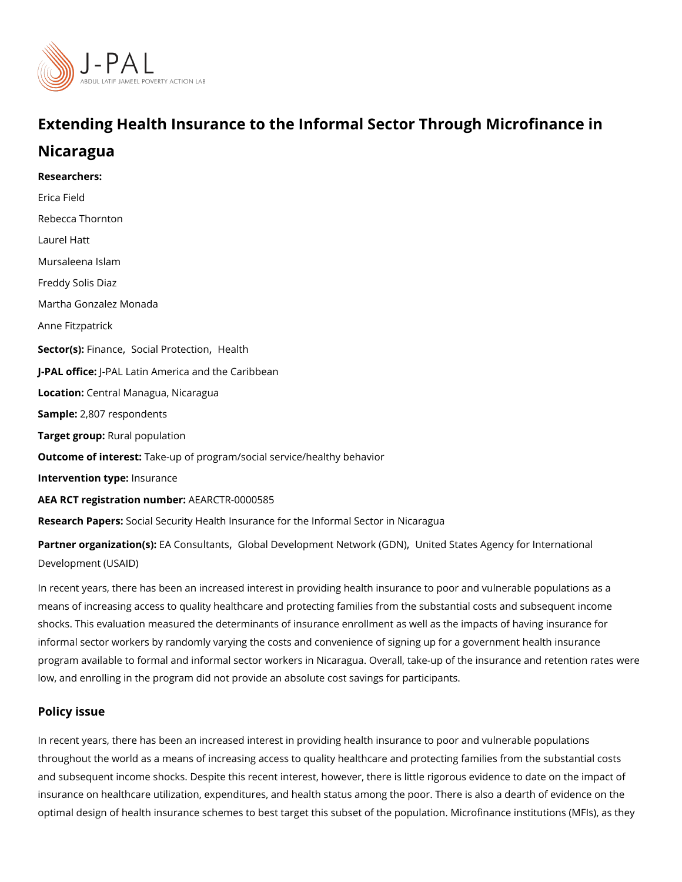# Extending Health Insurance to the Informal Sector Through Microfinance in Nicaragua

**Researchers:**

Erica Field

Rebecca Thornton

Laurel Hatt

Mursaleena Islam

Freddy Solis Diaz

Martha Gonzalez Monada

Anne Fitzpatrick

**Sector(s):** Finance, Social Protection, Health

**J-PAL office:** J-PAL Latin America and the Caribbean

**Location:** Central Managua, Nicaragua

**Sample:** 2,807 respondents

**Target group:** Rural population

**Outcome of interest:** Take-up of program/social service/healthy behavior

**Intervention type:** Insurance

**AEA RCT registration number:** AEARCTR-0000585

**Research Papers:** Social Security Health Insurance for the Informal Sector in Nicaragua

**Partner organization(s):** EA Consultants, Global Development Network (GDN), United States Agency for International Development (USAID)

In recent years, there has been an increased interest in providing health insurance to poor and vulnerable populations as a means of increasing access to quality healthcare and protecting families from the substantial costs and subsequent income shocks. This evaluation measured the determinants of insurance enrollment as well as the impacts of having insurance for informal sector workers by randomly varying the costs and convenience of signing up for a government health insurance program available to formal and informal sector workers in Nicaragua. Overall, take-up of the insurance and retention rates were low, and enrolling in the program did not provide an absolute cost savings for participants.

## Policy issue

In recent years, there has been an increased interest in providing health insurance to poor and vulnerable populations throughout the world as a means of increasing access to quality healthcare and protecting families from the substantial costs and subsequent income shocks. Despite this recent interest, however, there is little rigorous evidence to date on the impact of insurance on healthcare utilization, expenditures, and health status among the poor. There is also a dearth of evidence on the optimal design of health insurance schemes to best target this subset of the population. Microfinance institutions (MFIs), as they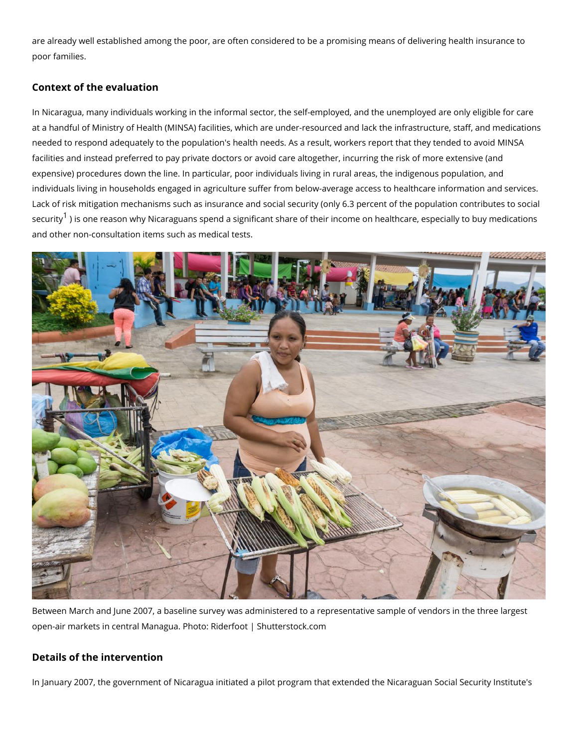are already well established among the poor, are often considered to be a promising means of delivering health insurance to poor families.

## Context of the evaluation

In Nicaragua, many individuals working in the informal sector, the self-employed, and the unemployed are only eligible for care at a handful of Ministry of Health (MINSA) facilities, which are under-resourced and lack the infrastructure, staff, and medications needed to respond adequately to the population's health needs. As a result, workers report that they tended to avoid MINSA facilities and instead preferred to pay private doctors or avoid care altogether, incurring the risk of more extensive (and expensive) procedures down the line. In particular, poor individuals living in rural areas, the indigenous population, and individuals living in households engaged in agriculture suffer from below-average access to healthcare information and services. Lack of risk mitigation mechanisms such as insurance and social security (only 6.3 percent of the population contributes to social security[1] ) is one reason why Nicaraguans spend a significant share of their income on healthcare, especially to buy medications and other non-consultation items such as medical tests.

Between March and June 2007, a baseline survey was administered to a representative sample of vendors in the three largest open-air markets in central Managua. Photo: Riderfoot | Shutterstock.com

## Details of the intervention

In January 2007, the government of Nicaragua initiated a pilot program that extended the Nicaraguan Social Security Institute's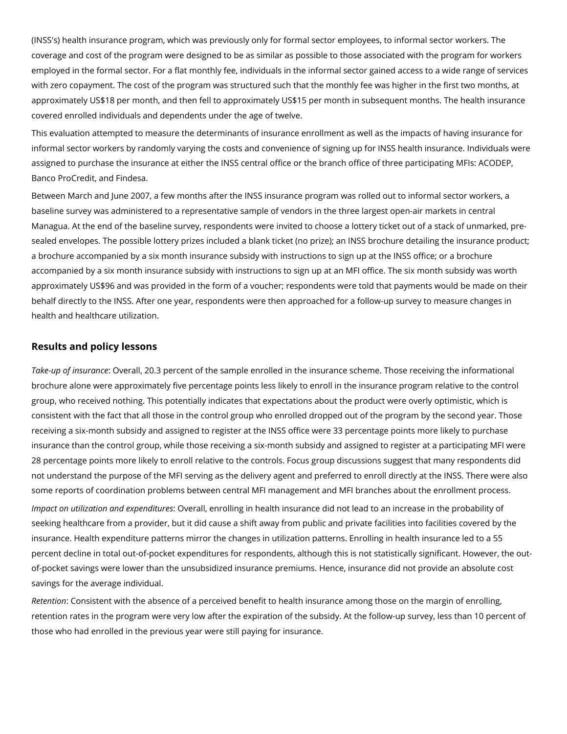(INSS's) health insurance program, which was previously only for formal sector employees, to informal sector workers. The coverage and cost of the program were designed to be as similar as possible to those associated with the program for workers employed in the formal sector. For a flat monthly fee, individuals in the informal sector gained access to a wide range of services with zero copayment. The cost of the program was structured such that the monthly fee was higher in the first two months, at approximately US$18 per month, and then fell to approximately US$15 per month in subsequent months. The health insurance covered enrolled individuals and dependents under the age of twelve.

This evaluation attempted to measure the determinants of insurance enrollment as well as the impacts of having insurance for informal sector workers by randomly varying the costs and convenience of signing up for INSS health insurance. Individuals were assigned to purchase the insurance at either the INSS central office or the branch office of three participating MFIs: ACODEP, Banco ProCredit, and Findesa.

Between March and June 2007, a few months after the INSS insurance program was rolled out to informal sector workers, a baseline survey was administered to a representative sample of vendors in the three largest open-air markets in central Managua. At the end of the baseline survey, respondents were invited to choose a lottery ticket out of a stack of unmarked, pre-sealed envelopes. The possible lottery prizes included a blank ticket (no prize); an INSS brochure detailing the insurance product; a brochure accompanied by a six month insurance subsidy with instructions to sign up at the INSS office; or a brochure accompanied by a six month insurance subsidy with instructions to sign up at an MFI office. The six month subsidy was worth approximately US$96 and was provided in the form of a voucher; respondents were told that payments would be made on their behalf directly to the INSS. After one year, respondents were then approached for a follow-up survey to measure changes in health and healthcare utilization.

## Results and policy lessons

*Take-up of insurance*: Overall, 20.3 percent of the sample enrolled in the insurance scheme. Those receiving the informational brochure alone were approximately five percentage points less likely to enroll in the insurance program relative to the control group, who received nothing. This potentially indicates that expectations about the product were overly optimistic, which is consistent with the fact that all those in the control group who enrolled dropped out of the program by the second year. Those receiving a six-month subsidy and assigned to register at the INSS office were 33 percentage points more likely to purchase insurance than the control group, while those receiving a six-month subsidy and assigned to register at a participating MFI were 28 percentage points more likely to enroll relative to the controls. Focus group discussions suggest that many respondents did not understand the purpose of the MFI serving as the delivery agent and preferred to enroll directly at the INSS. There were also some reports of coordination problems between central MFI management and MFI branches about the enrollment process.

*Impact on utilization and expenditures*: Overall, enrolling in health insurance did not lead to an increase in the probability of seeking healthcare from a provider, but it did cause a shift away from public and private facilities into facilities covered by the insurance. Health expenditure patterns mirror the changes in utilization patterns. Enrolling in health insurance led to a 55 percent decline in total out-of-pocket expenditures for respondents, although this is not statistically significant. However, the out-of-pocket savings were lower than the unsubsidized insurance premiums. Hence, insurance did not provide an absolute cost savings for the average individual.

*Retention*: Consistent with the absence of a perceived benefit to health insurance among those on the margin of enrolling, retention rates in the program were very low after the expiration of the subsidy. At the follow-up survey, less than 10 percent of those who had enrolled in the previous year were still paying for insurance.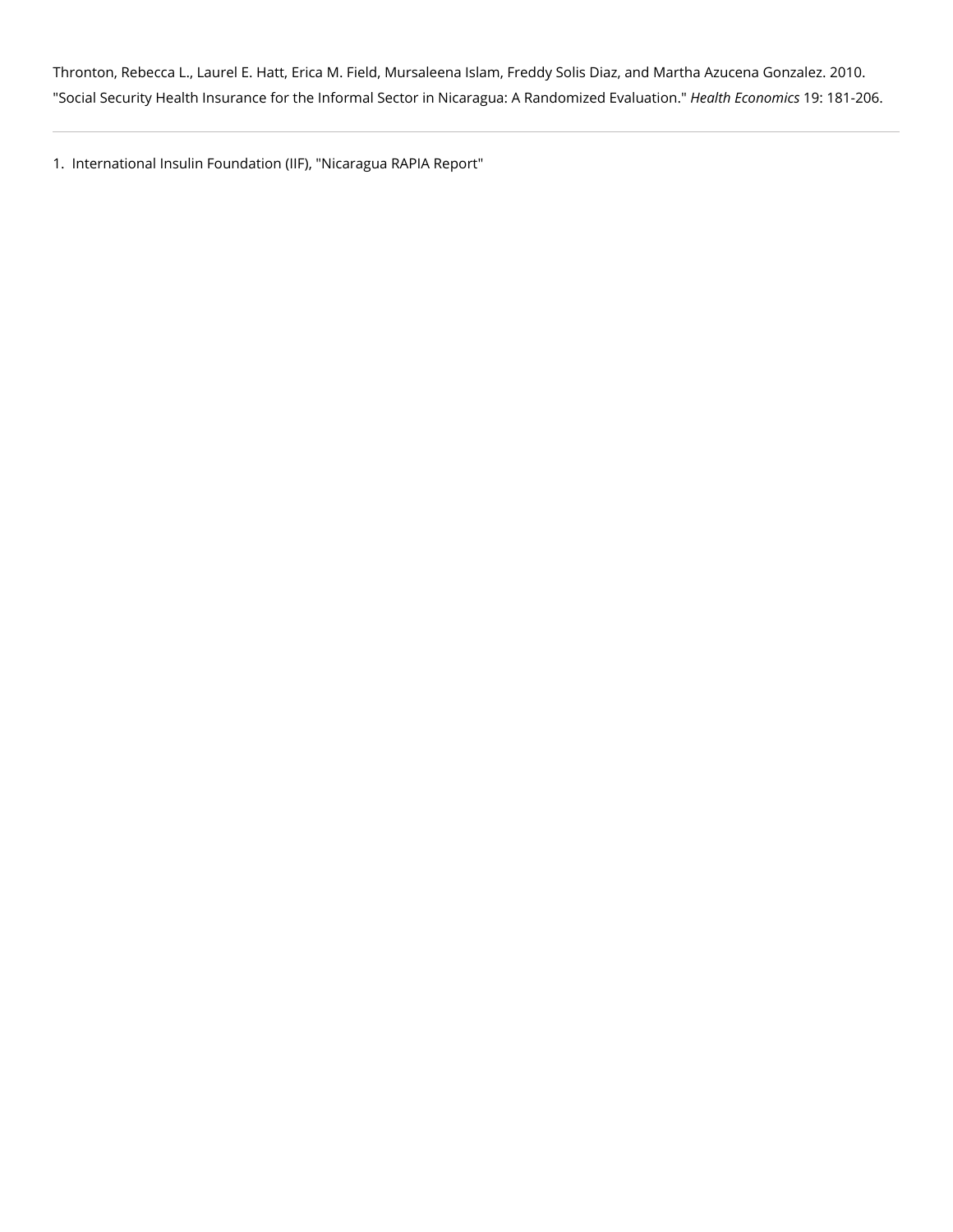Thronton, Rebecca L., Laurel E. Hatt, Erica M. Field, Mursaleena Islam, Freddy Solis Diaz, and Martha Azucena Gonzalez. 2010. "Social Security Health Insurance for the Informal Sector in Nicaragua: A Randomized Evaluation." *Health Economics* 19: 181-206.

---

1. International Insulin Foundation (IIF), "Nicaragua RAPIA Report"